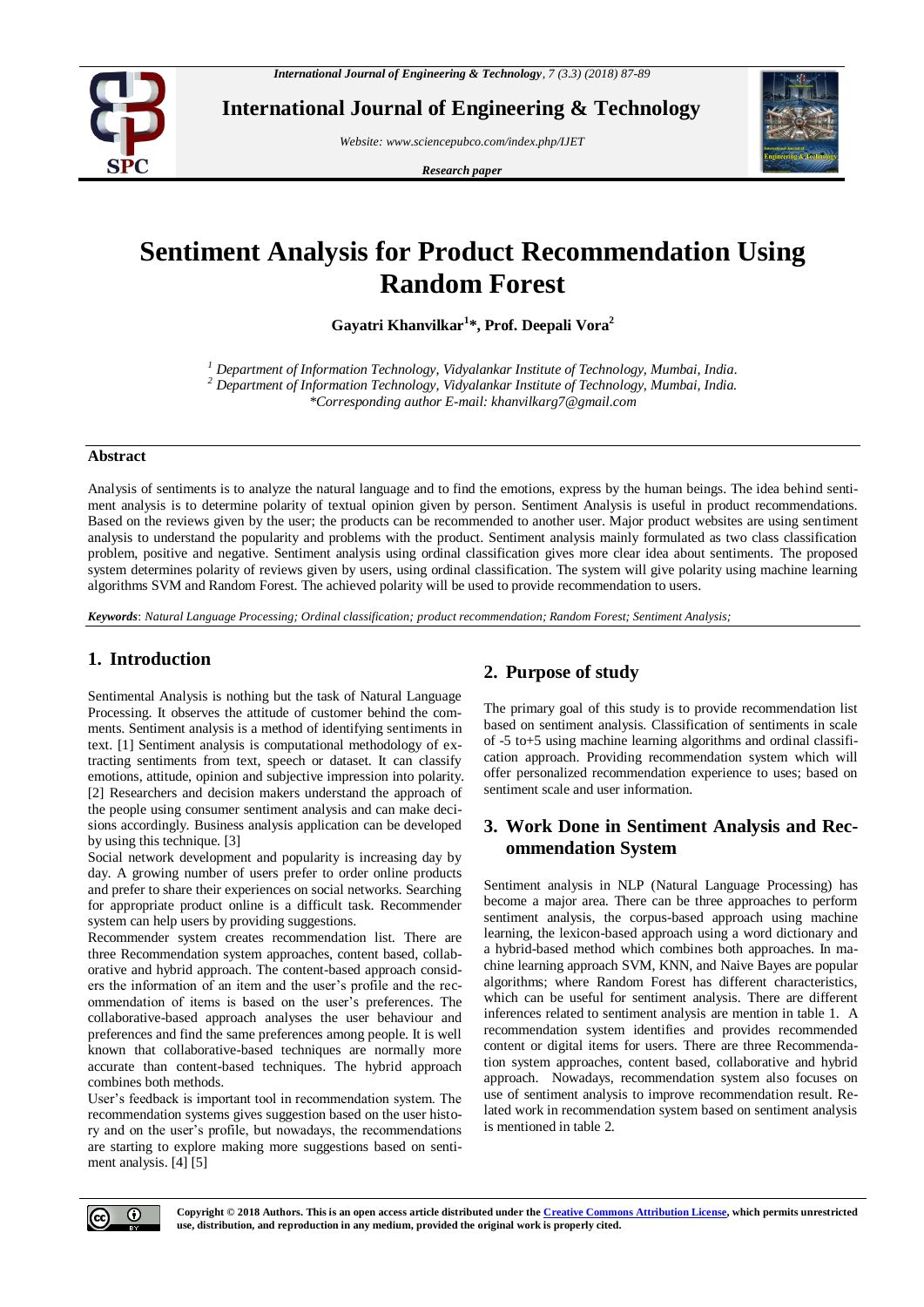# Sentiment Analysis for Product Recommendation Using Random Forest

**Gayatri Khanvilkar[1]*, Prof. Deepali Vora[2]**

[1] *Department of Information Technology, Vidyalankar Institute of Technology, Mumbai, India.*
[2] *Department of Information Technology, Vidyalankar Institute of Technology, Mumbai, India.*
*\*Corresponding author E-mail: khanvilkarg7@gmail.com*

## Abstract

Analysis of sentiments is to analyze the natural language and to find the emotions, express by the human beings. The idea behind sentiment analysis is to determine polarity of textual opinion given by person. Sentiment Analysis is useful in product recommendations. Based on the reviews given by the user; the products can be recommended to another user. Major product websites are using sentiment analysis to understand the popularity and problems with the product. Sentiment analysis mainly formulated as two class classification problem, positive and negative. Sentiment analysis using ordinal classification gives more clear idea about sentiments. The proposed system determines polarity of reviews given by users, using ordinal classification. The system will give polarity using machine learning algorithms SVM and Random Forest. The achieved polarity will be used to provide recommendation to users.

***Keywords***: *Natural Language Processing; Ordinal classification; product recommendation; Random Forest; Sentiment Analysis;*

## 1. Introduction

Sentimental Analysis is nothing but the task of Natural Language Processing. It observes the attitude of customer behind the comments. Sentiment analysis is a method of identifying sentiments in text. [1] Sentiment analysis is computational methodology of extracting sentiments from text, speech or dataset. It can classify emotions, attitude, opinion and subjective impression into polarity. [2] Researchers and decision makers understand the approach of the people using consumer sentiment analysis and can make decisions accordingly. Business analysis application can be developed by using this technique. [3]

Social network development and popularity is increasing day by day. A growing number of users prefer to order online products and prefer to share their experiences on social networks. Searching for appropriate product online is a difficult task. Recommender system can help users by providing suggestions.

Recommender system creates recommendation list. There are three Recommendation system approaches, content based, collaborative and hybrid approach. The content-based approach considers the information of an item and the user's profile and the recommendation of items is based on the user's preferences. The collaborative-based approach analyses the user behaviour and preferences and find the same preferences among people. It is well known that collaborative-based techniques are normally more accurate than content-based techniques. The hybrid approach combines both methods.

User's feedback is important tool in recommendation system. The recommendation systems gives suggestion based on the user history and on the user's profile, but nowadays, the recommendations are starting to explore making more suggestions based on sentiment analysis. [4] [5]

## 2. Purpose of study

The primary goal of this study is to provide recommendation list based on sentiment analysis. Classification of sentiments in scale of -5 to+5 using machine learning algorithms and ordinal classification approach. Providing recommendation system which will offer personalized recommendation experience to uses; based on sentiment scale and user information.

## 3. Work Done in Sentiment Analysis and Recommendation System

Sentiment analysis in NLP (Natural Language Processing) has become a major area. There can be three approaches to perform sentiment analysis, the corpus-based approach using machine learning, the lexicon-based approach using a word dictionary and a hybrid-based method which combines both approaches. In machine learning approach SVM, KNN, and Naive Bayes are popular algorithms; where Random Forest has different characteristics, which can be useful for sentiment analysis. There are different inferences related to sentiment analysis are mention in table 1. A recommendation system identifies and provides recommended content or digital items for users. There are three Recommendation system approaches, content based, collaborative and hybrid approach. Nowadays, recommendation system also focuses on use of sentiment analysis to improve recommendation result. Related work in recommendation system based on sentiment analysis is mentioned in table 2.

**Copyright © 2018 Authors. This is an open access article distributed under the Creative Commons Attribution License, which permits unrestricted use, distribution, and reproduction in any medium, provided the original work is properly cited.**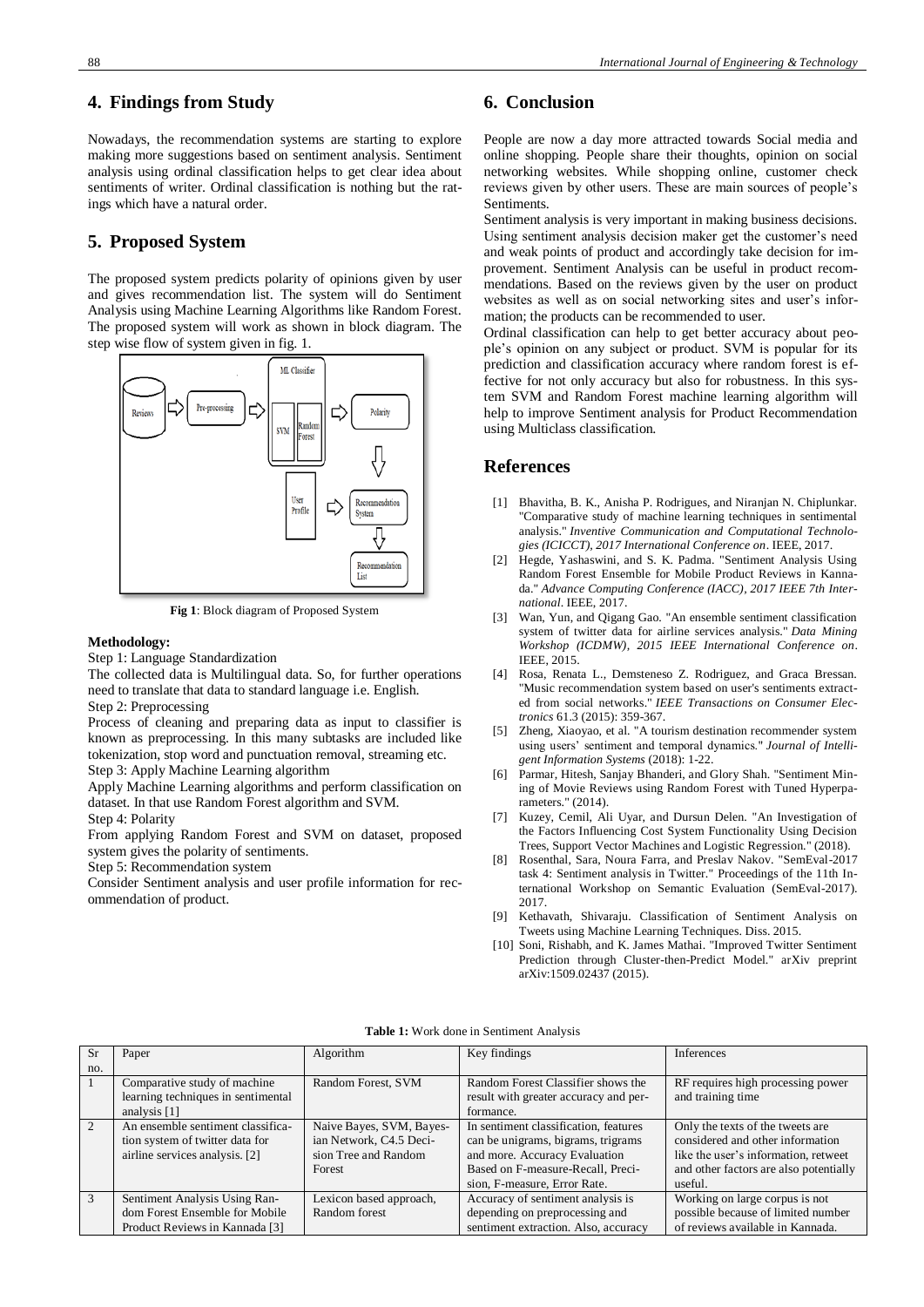## 4. Findings from Study

Nowadays, the recommendation systems are starting to explore making more suggestions based on sentiment analysis. Sentiment analysis using ordinal classification helps to get clear idea about sentiments of writer. Ordinal classification is nothing but the ratings which have a natural order.

## 5. Proposed System

The proposed system predicts polarity of opinions given by user and gives recommendation list. The system will do Sentiment Analysis using Machine Learning Algorithms like Random Forest. The proposed system will work as shown in block diagram. The step wise flow of system given in fig. 1.

**Fig 1**: Block diagram of Proposed System

**Methodology:**

Step 1: Language Standardization

The collected data is Multilingual data. So, for further operations need to translate that data to standard language i.e. English.

Step 2: Preprocessing

Process of cleaning and preparing data as input to classifier is known as preprocessing. In this many subtasks are included like tokenization, stop word and punctuation removal, streaming etc.

Step 3: Apply Machine Learning algorithm

Apply Machine Learning algorithms and perform classification on dataset. In that use Random Forest algorithm and SVM.

Step 4: Polarity

From applying Random Forest and SVM on dataset, proposed system gives the polarity of sentiments.

Step 5: Recommendation system

Consider Sentiment analysis and user profile information for recommendation of product.

## 6. Conclusion

People are now a day more attracted towards Social media and online shopping. People share their thoughts, opinion on social networking websites. While shopping online, customer check reviews given by other users. These are main sources of people's Sentiments.

Sentiment analysis is very important in making business decisions. Using sentiment analysis decision maker get the customer's need and weak points of product and accordingly take decision for improvement. Sentiment Analysis can be useful in product recommendations. Based on the reviews given by the user on product websites as well as on social networking sites and user's information; the products can be recommended to user.

Ordinal classification can help to get better accuracy about people's opinion on any subject or product. SVM is popular for its prediction and classification accuracy where random forest is effective for not only accuracy but also for robustness. In this system SVM and Random Forest machine learning algorithm will help to improve Sentiment analysis for Product Recommendation using Multiclass classification.

## References

[1] Bhavitha, B. K., Anisha P. Rodrigues, and Niranjan N. Chiplunkar. "Comparative study of machine learning techniques in sentimental analysis." *Inventive Communication and Computational Technologies (ICICCT), 2017 International Conference on*. IEEE, 2017.

[2] Hegde, Yashaswini, and S. K. Padma. "Sentiment Analysis Using Random Forest Ensemble for Mobile Product Reviews in Kannada." *Advance Computing Conference (IACC), 2017 IEEE 7th International*. IEEE, 2017.

[3] Wan, Yun, and Qigang Gao. "An ensemble sentiment classification system of twitter data for airline services analysis." *Data Mining Workshop (ICDMW), 2015 IEEE International Conference on*. IEEE, 2015.

[4] Rosa, Renata L., Demsteneso Z. Rodriguez, and Graca Bressan. "Music recommendation system based on user's sentiments extracted from social networks." *IEEE Transactions on Consumer Electronics* 61.3 (2015): 359-367.

[5] Zheng, Xiaoyao, et al. "A tourism destination recommender system using users' sentiment and temporal dynamics." *Journal of Intelligent Information Systems* (2018): 1-22.

[6] Parmar, Hitesh, Sanjay Bhanderi, and Glory Shah. "Sentiment Mining of Movie Reviews using Random Forest with Tuned Hyperparameters." (2014).

[7] Kuzey, Cemil, Ali Uyar, and Dursun Delen. "An Investigation of the Factors Influencing Cost System Functionality Using Decision Trees, Support Vector Machines and Logistic Regression." (2018).

[8] Rosenthal, Sara, Noura Farra, and Preslav Nakov. "SemEval-2017 task 4: Sentiment analysis in Twitter." Proceedings of the 11th International Workshop on Semantic Evaluation (SemEval-2017). 2017.

[9] Kethavath, Shivaraju. Classification of Sentiment Analysis on Tweets using Machine Learning Techniques. Diss. 2015.

[10] Soni, Rishabh, and K. James Mathai. "Improved Twitter Sentiment Prediction through Cluster-then-Predict Model." arXiv preprint arXiv:1509.02437 (2015).

**Table 1:** Work done in Sentiment Analysis

| Sr no. | Paper | Algorithm | Key findings | Inferences |
|---|---|---|---|---|
| 1 | Comparative study of machine learning techniques in sentimental analysis [1] | Random Forest, SVM | Random Forest Classifier shows the result with greater accuracy and performance. | RF requires high processing power and training time |
| 2 | An ensemble sentiment classification system of twitter data for airline services analysis. [2] | Naive Bayes, SVM, Bayesian Network, C4.5 Decision Tree and Random Forest | In sentiment classification, features can be unigrams, bigrams, trigrams and more. Accuracy Evaluation Based on F-measure-Recall, Precision, F-measure, Error Rate. | Only the texts of the tweets are considered and other information like the user's information, retweet and other factors are also potentially useful. |
| 3 | Sentiment Analysis Using Random Forest Ensemble for Mobile Product Reviews in Kannada [3] | Lexicon based approach, Random forest | Accuracy of sentiment analysis is depending on preprocessing and sentiment extraction. Also, accuracy | Working on large corpus is not possible because of limited number of reviews available in Kannada. |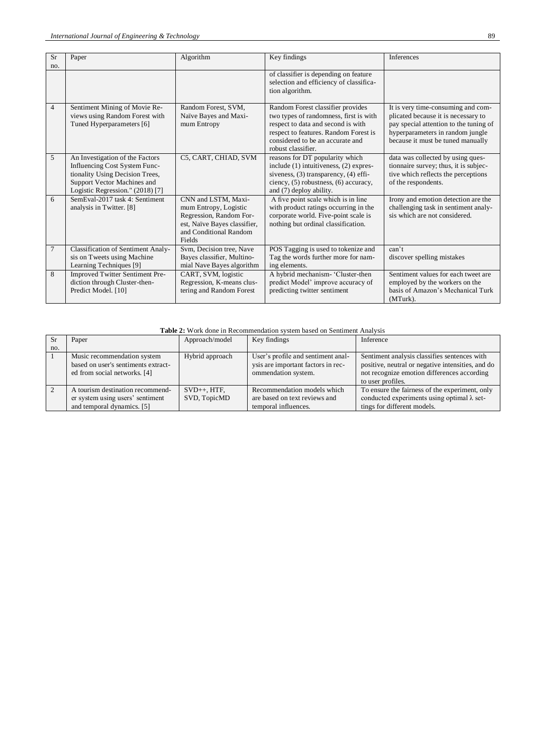| Sr no. | Paper | Algorithm | Key findings | Inferences |
|---|---|---|---|---|
| | | | of classifier is depending on feature selection and efficiency of classification algorithm. | |
| 4 | Sentiment Mining of Movie Reviews using Random Forest with Tuned Hyperparameters [6] | Random Forest, SVM, Naïve Bayes and Maximum Entropy | Random Forest classifier provides two types of randomness, first is with respect to data and second is with respect to features. Random Forest is considered to be an accurate and robust classifier. | It is very time-consuming and complicated because it is necessary to pay special attention to the tuning of hyperparameters in random jungle because it must be tuned manually |
| 5 | An Investigation of the Factors Influencing Cost System Functionality Using Decision Trees, Support Vector Machines and Logistic Regression." (2018) [7] | C5, CART, CHIAD, SVM | reasons for DT popularity which include (1) intuitiveness, (2) expressiveness, (3) transparency, (4) efficiency, (5) robustness, (6) accuracy, and (7) deploy ability. | data was collected by using questionnaire survey; thus, it is subjective which reflects the perceptions of the respondents. |
| 6 | SemEval-2017 task 4: Sentiment analysis in Twitter. [8] | CNN and LSTM, Maximum Entropy, Logistic Regression, Random Forest, Naïve Bayes classifier, and Conditional Random Fields | A five point scale which is in line with product ratings occurring in the corporate world. Five-point scale is nothing but ordinal classification. | Irony and emotion detection are the challenging task in sentiment analysis which are not considered. |
| 7 | Classification of Sentiment Analysis on Tweets using Machine Learning Techniques [9] | Svm, Decision tree, Nave Bayes classifier, Multinomial Nave Bayes algorithm | POS Tagging is used to tokenize and Tag the words further more for naming elements. | can't discover spelling mistakes |
| 8 | Improved Twitter Sentiment Prediction through Cluster-then-Predict Model. [10] | CART, SVM, logistic Regression, K-means clustering and Random Forest | A hybrid mechanism- 'Cluster-then predict Model' improve accuracy of predicting twitter sentiment | Sentiment values for each tweet are employed by the workers on the basis of Amazon's Mechanical Turk (MTurk). |

**Table 2:** Work done in Recommendation system based on Sentiment Analysis

| Sr no. | Paper | Approach/model | Key findings | Inference |
|---|---|---|---|---|
| 1 | Music recommendation system based on user's sentiments extracted from social networks. [4] | Hybrid approach | User's profile and sentiment analysis are important factors in recommendation system. | Sentiment analysis classifies sentences with positive, neutral or negative intensities, and do not recognize emotion differences according to user profiles. |
| 2 | A tourism destination recommender system using users' sentiment and temporal dynamics. [5] | SVD++, HTF, SVD, TopicMD | Recommendation models which are based on text reviews and temporal influences. | To ensure the fairness of the experiment, only conducted experiments using optimal λ settings for different models. |